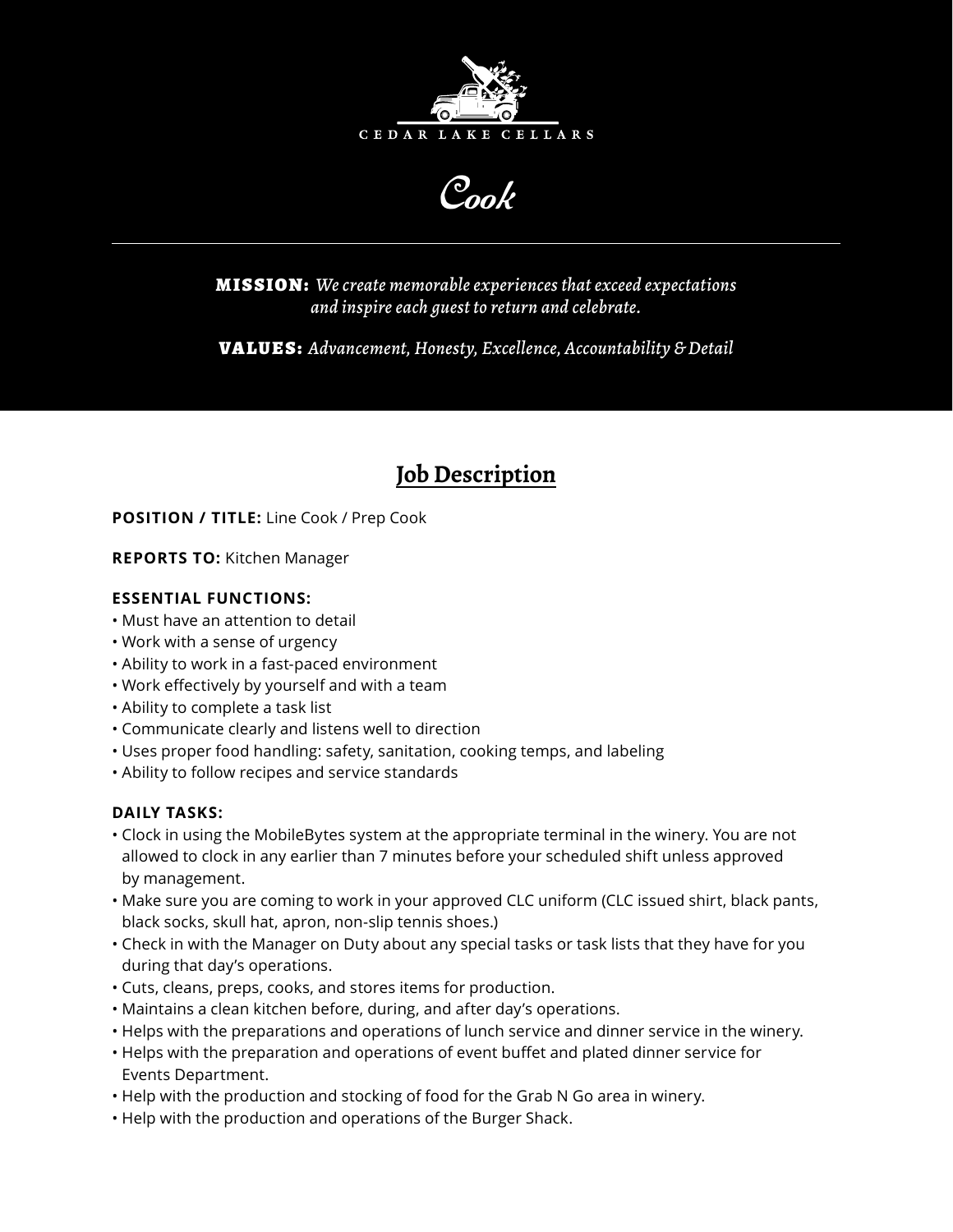CEDAR LAKE CELLARS

# Cook

**MISSION:** *We create memorable experiences that exceed expectations and inspire each guest to return and celebrate.*

**VALUES:** *Advancement, Honesty, Excellence, Accountability & Detail*

## Job Description

**POSITION / TITLE:** Line Cook / Prep Cook

**REPORTS TO:** Kitchen Manager

**ESSENTIAL FUNCTIONS:**

- Must have an attention to detail
- Work with a sense of urgency
- Ability to work in a fast-paced environment
- Work effectively by yourself and with a team
- Ability to complete a task list
- Communicate clearly and listens well to direction
- Uses proper food handling: safety, sanitation, cooking temps, and labeling
- Ability to follow recipes and service standards

**DAILY TASKS:**

- Clock in using the MobileBytes system at the appropriate terminal in the winery. You are not allowed to clock in any earlier than 7 minutes before your scheduled shift unless approved by management.
- Make sure you are coming to work in your approved CLC uniform (CLC issued shirt, black pants, black socks, skull hat, apron, non-slip tennis shoes.)
- Check in with the Manager on Duty about any special tasks or task lists that they have for you during that day's operations.
- Cuts, cleans, preps, cooks, and stores items for production.
- Maintains a clean kitchen before, during, and after day's operations.
- Helps with the preparations and operations of lunch service and dinner service in the winery.
- Helps with the preparation and operations of event buffet and plated dinner service for Events Department.
- Help with the production and stocking of food for the Grab N Go area in winery.
- Help with the production and operations of the Burger Shack.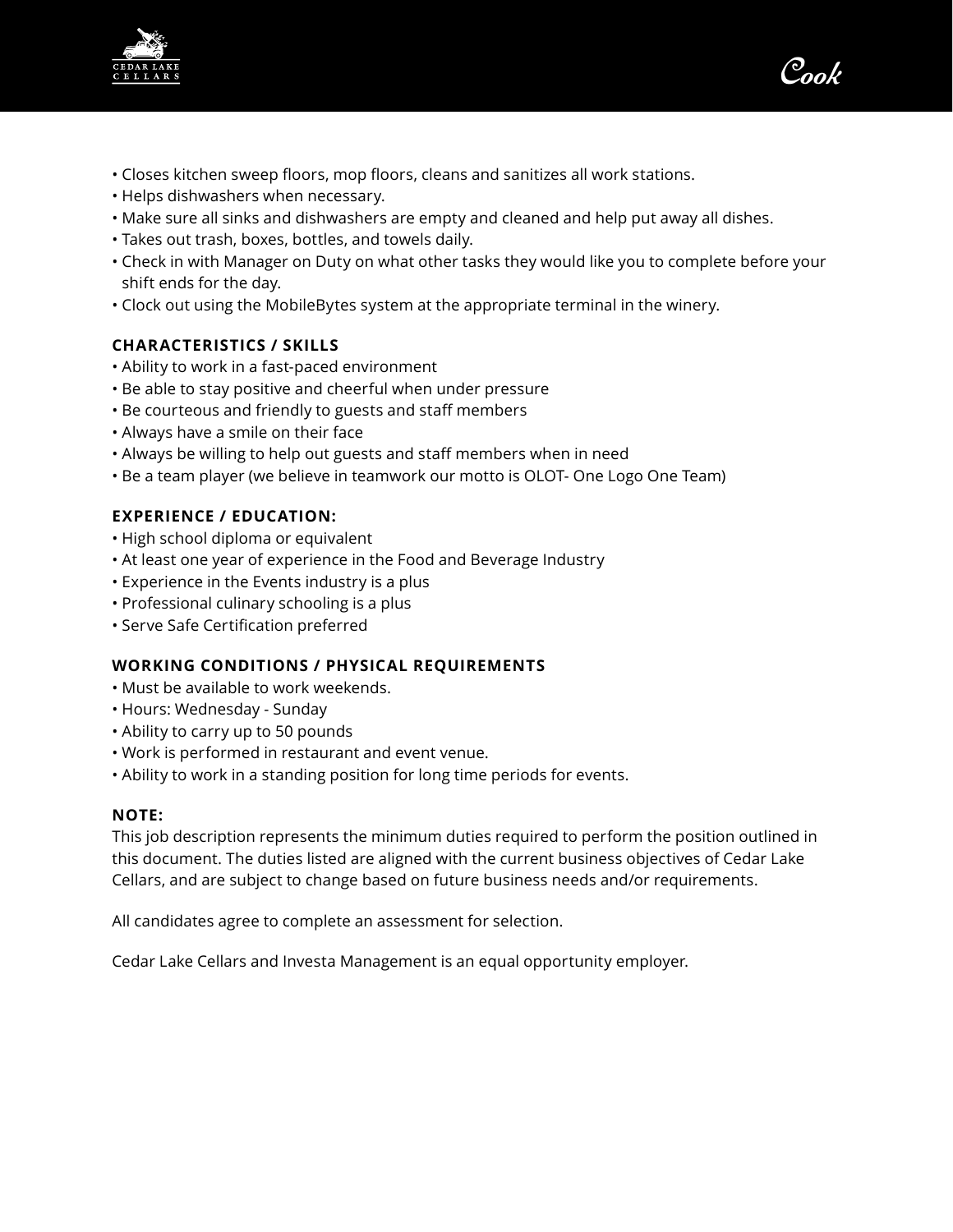- Closes kitchen sweep floors, mop floors, cleans and sanitizes all work stations.
- Helps dishwashers when necessary.
- Make sure all sinks and dishwashers are empty and cleaned and help put away all dishes.
- Takes out trash, boxes, bottles, and towels daily.
- Check in with Manager on Duty on what other tasks they would like you to complete before your shift ends for the day.
- Clock out using the MobileBytes system at the appropriate terminal in the winery.

### CHARACTERISTICS / SKILLS

- Ability to work in a fast-paced environment
- Be able to stay positive and cheerful when under pressure
- Be courteous and friendly to guests and staff members
- Always have a smile on their face
- Always be willing to help out guests and staff members when in need
- Be a team player (we believe in teamwork our motto is OLOT- One Logo One Team)

### EXPERIENCE / EDUCATION:

- High school diploma or equivalent
- At least one year of experience in the Food and Beverage Industry
- Experience in the Events industry is a plus
- Professional culinary schooling is a plus
- Serve Safe Certification preferred

### WORKING CONDITIONS / PHYSICAL REQUIREMENTS

- Must be available to work weekends.
- Hours: Wednesday - Sunday
- Ability to carry up to 50 pounds
- Work is performed in restaurant and event venue.
- Ability to work in a standing position for long time periods for events.

### NOTE:

This job description represents the minimum duties required to perform the position outlined in this document. The duties listed are aligned with the current business objectives of Cedar Lake Cellars, and are subject to change based on future business needs and/or requirements.

All candidates agree to complete an assessment for selection.

Cedar Lake Cellars and Investa Management is an equal opportunity employer.